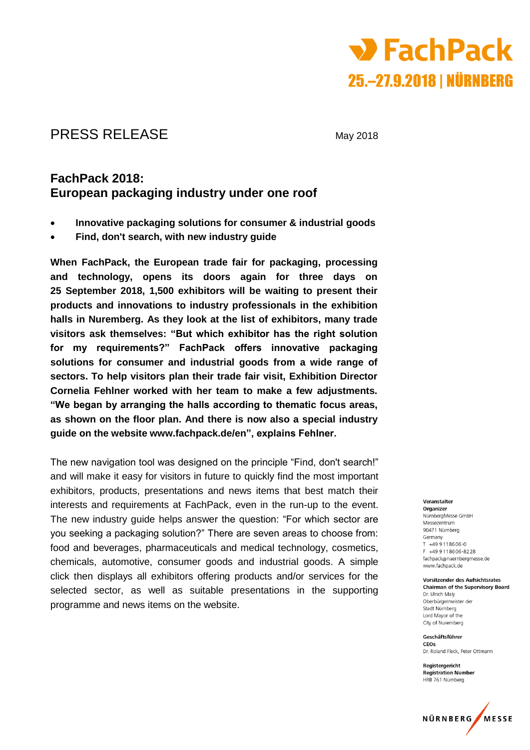**FachPack**
**25.–27.9.2018 | NÜRNBERG**

# PRESS RELEASE

May 2018

## FachPack 2018:
## European packaging industry under one roof

- **Innovative packaging solutions for consumer & industrial goods**
- **Find, don't search, with new industry guide**

**When FachPack, the European trade fair for packaging, processing and technology, opens its doors again for three days on 25 September 2018, 1,500 exhibitors will be waiting to present their products and innovations to industry professionals in the exhibition halls in Nuremberg. As they look at the list of exhibitors, many trade visitors ask themselves: "But which exhibitor has the right solution for my requirements?" FachPack offers innovative packaging solutions for consumer and industrial goods from a wide range of sectors. To help visitors plan their trade fair visit, Exhibition Director Cornelia Fehlner worked with her team to make a few adjustments. "We began by arranging the halls according to thematic focus areas, as shown on the floor plan. And there is now also a special industry guide on the website www.fachpack.de/en", explains Fehlner.**

The new navigation tool was designed on the principle "Find, don't search!" and will make it easy for visitors in future to quickly find the most important exhibitors, products, presentations and news items that best match their interests and requirements at FachPack, even in the run-up to the event. The new industry guide helps answer the question: "For which sector are you seeking a packaging solution?" There are seven areas to choose from: food and beverages, pharmaceuticals and medical technology, cosmetics, chemicals, automotive, consumer goods and industrial goods. A simple click then displays all exhibitors offering products and/or services for the selected sector, as well as suitable presentations in the supporting programme and news items on the website.

**Veranstalter**
**Organizer**
NürnbergMesse GmbH
Messezentrum
90471 Nürnberg
Germany
T +49 9 11 86 06-0
F +49 9 11 86 06-82 28
fachpack@nuernbergmesse.de
www.fachpack.de

**Vorsitzender des Aufsichtsrates**
**Chairman of the Supervisory Board**
Dr. Ulrich Maly
Oberbürgermeister der Stadt Nürnberg
Lord Mayor of the City of Nuremberg

**Geschäftsführer**
**CEOs**
Dr. Roland Fleck, Peter Ottmann

**Registergericht**
**Registration Number**
HRB 761 Nürnberg

NÜRNBERG MESSE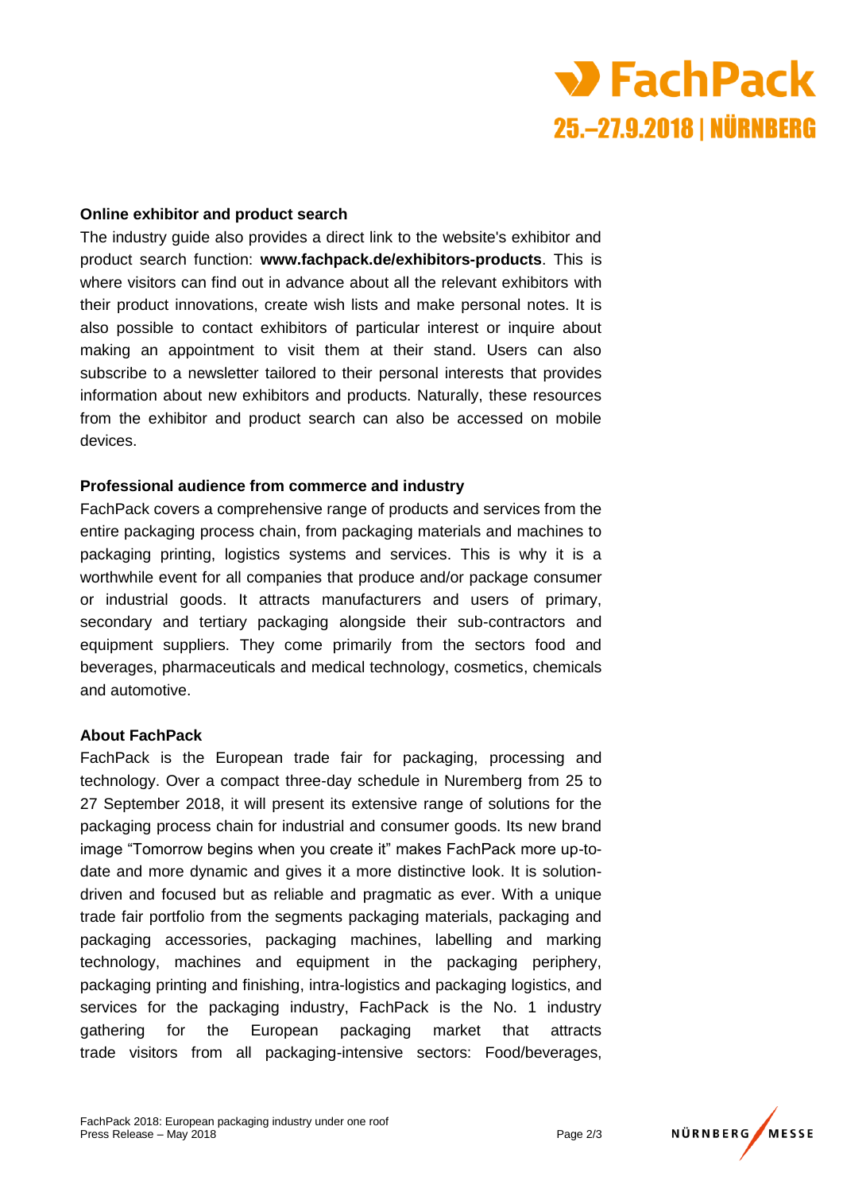**Online exhibitor and product search**

The industry guide also provides a direct link to the website's exhibitor and product search function: **www.fachpack.de/exhibitors-products**. This is where visitors can find out in advance about all the relevant exhibitors with their product innovations, create wish lists and make personal notes. It is also possible to contact exhibitors of particular interest or inquire about making an appointment to visit them at their stand. Users can also subscribe to a newsletter tailored to their personal interests that provides information about new exhibitors and products. Naturally, these resources from the exhibitor and product search can also be accessed on mobile devices.

**Professional audience from commerce and industry**

FachPack covers a comprehensive range of products and services from the entire packaging process chain, from packaging materials and machines to packaging printing, logistics systems and services. This is why it is a worthwhile event for all companies that produce and/or package consumer or industrial goods. It attracts manufacturers and users of primary, secondary and tertiary packaging alongside their sub-contractors and equipment suppliers. They come primarily from the sectors food and beverages, pharmaceuticals and medical technology, cosmetics, chemicals and automotive.

**About FachPack**

FachPack is the European trade fair for packaging, processing and technology. Over a compact three-day schedule in Nuremberg from 25 to 27 September 2018, it will present its extensive range of solutions for the packaging process chain for industrial and consumer goods. Its new brand image "Tomorrow begins when you create it" makes FachPack more up-to-date and more dynamic and gives it a more distinctive look. It is solution-driven and focused but as reliable and pragmatic as ever. With a unique trade fair portfolio from the segments packaging materials, packaging and packaging accessories, packaging machines, labelling and marking technology, machines and equipment in the packaging periphery, packaging printing and finishing, intra-logistics and packaging logistics, and services for the packaging industry, FachPack is the No. 1 industry gathering for the European packaging market that attracts trade visitors from all packaging-intensive sectors: Food/beverages,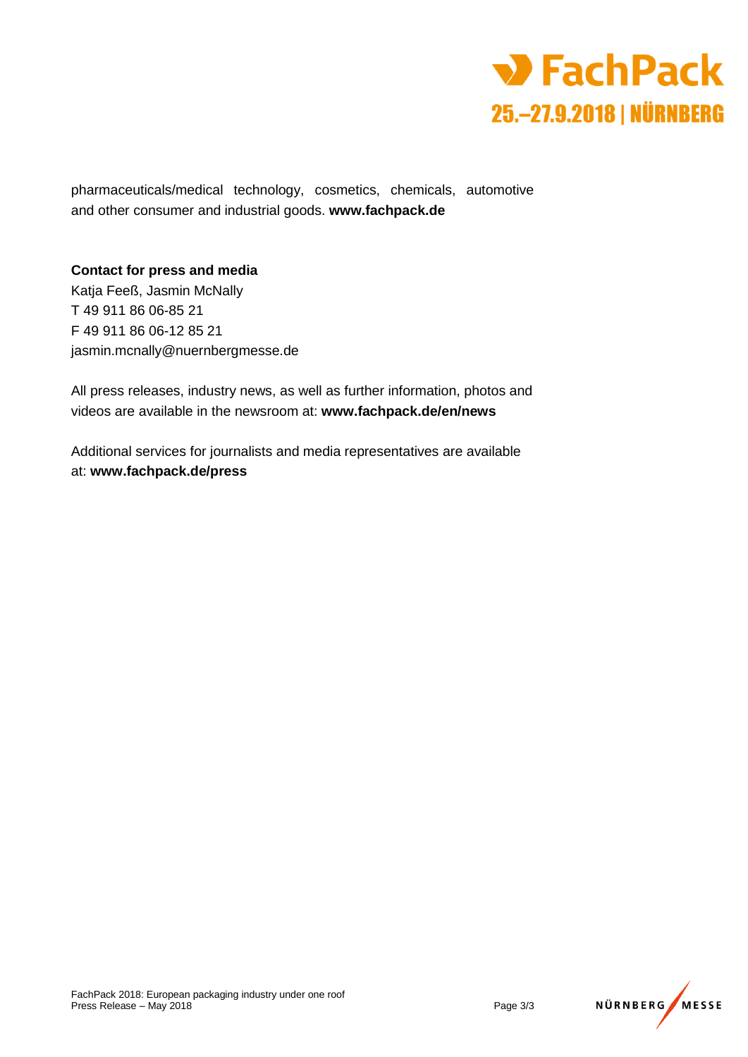pharmaceuticals/medical technology, cosmetics, chemicals, automotive and other consumer and industrial goods. **www.fachpack.de**

**Contact for press and media**
Katja Feeß, Jasmin McNally
T 49 911 86 06-85 21
F 49 911 86 06-12 85 21
jasmin.mcnally@nuernbergmesse.de

All press releases, industry news, as well as further information, photos and videos are available in the newsroom at: **www.fachpack.de/en/news**

Additional services for journalists and media representatives are available at: **www.fachpack.de/press**